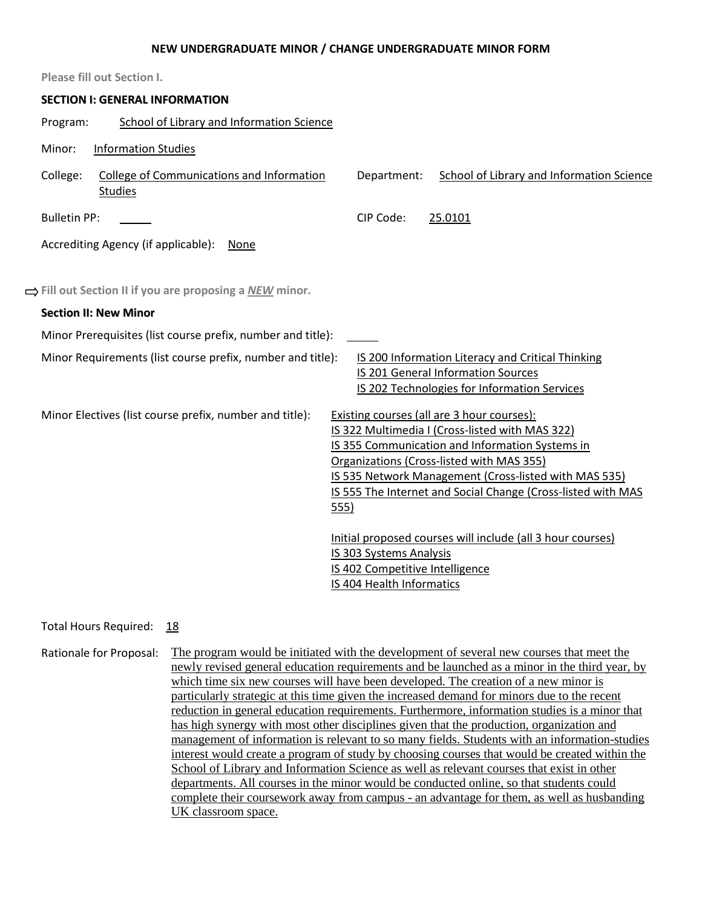## NEW UNDERGRADUATE MINOR / CHANGE UNDERGRADUATE MINOR FORM

Please fill out Section I.

### SECTION I: GENERAL INFORMATION

Program: School of Library and Information Science

Minor: Information Studies

College: College of Communications and Information Studies

Department: School of Library and Information Science

Bulletin PP: ______

CIP Code: 25.0101

Accrediting Agency (if applicable): None

⇨ Fill out Section II if you are proposing a ***NEW*** minor.

### Section II: New Minor

Minor Prerequisites (list course prefix, number and title): ______

Minor Requirements (list course prefix, number and title):
- IS 200 Information Literacy and Critical Thinking
- IS 201 General Information Sources
- IS 202 Technologies for Information Services

Minor Electives (list course prefix, number and title):

Existing courses (all are 3 hour courses):
- IS 322 Multimedia I (Cross-listed with MAS 322)
- IS 355 Communication and Information Systems in Organizations (Cross-listed with MAS 355)
- IS 535 Network Management (Cross-listed with MAS 535)
- IS 555 The Internet and Social Change (Cross-listed with MAS 555)

Initial proposed courses will include (all 3 hour courses)
- IS 303 Systems Analysis
- IS 402 Competitive Intelligence
- IS 404 Health Informatics

Total Hours Required: 18

Rationale for Proposal: The program would be initiated with the development of several new courses that meet the newly revised general education requirements and be launched as a minor in the third year, by which time six new courses will have been developed. The creation of a new minor is particularly strategic at this time given the increased demand for minors due to the recent reduction in general education requirements. Furthermore, information studies is a minor that has high synergy with most other disciplines given that the production, organization and management of information is relevant to so many fields. Students with an information-studies interest would create a program of study by choosing courses that would be created within the School of Library and Information Science as well as relevant courses that exist in other departments. All courses in the minor would be conducted online, so that students could complete their coursework away from campus - an advantage for them, as well as husbanding UK classroom space.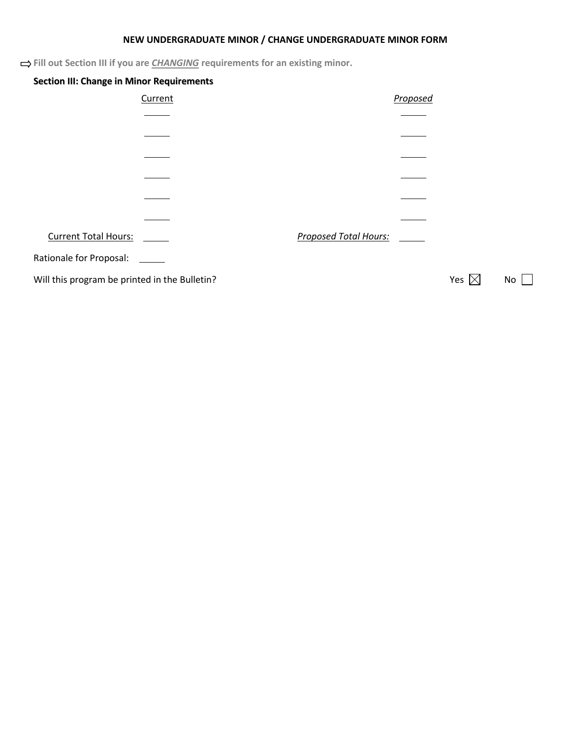**NEW UNDERGRADUATE MINOR / CHANGE UNDERGRADUATE MINOR FORM**

⇨ **Fill out Section III if you are *<u>CHANGING</u>* requirements for an existing minor.**

### Section III: Change in Minor Requirements

| <u>Current</u> | *<u>Proposed</u>* |
|---|---|
| ______ | ______ |
| ______ | ______ |
| ______ | ______ |
| ______ | ______ |
| ______ | ______ |
| ______ | ______ |
| <u>Current Total Hours:</u> ______ | *<u>Proposed Total Hours:</u>* ______ |

Rationale for Proposal: ______

Will this program be printed in the Bulletin? Yes ☒ No ☐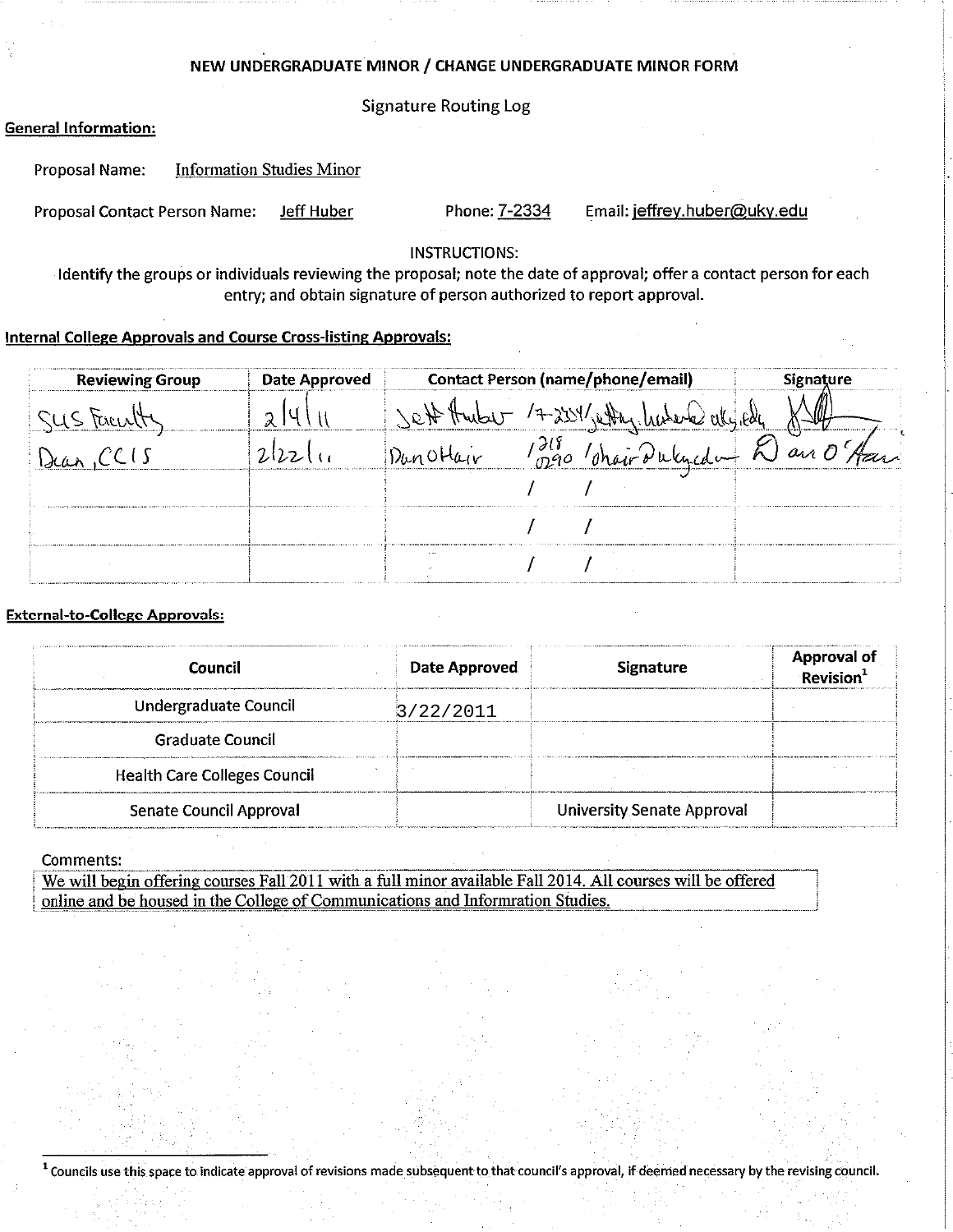# NEW UNDERGRADUATE MINOR / CHANGE UNDERGRADUATE MINOR FORM

Signature Routing Log

**General Information:**

Proposal Name: Information Studies Minor

Proposal Contact Person Name: Jeff Huber Phone: 7-2334 Email: jeffrey.huber@uky.edu

INSTRUCTIONS:

Identify the groups or individuals reviewing the proposal; note the date of approval; offer a contact person for each entry; and obtain signature of person authorized to report approval.

**Internal College Approvals and Course Cross-listing Approvals:**

| Reviewing Group | Date Approved | Contact Person (name/phone/email) | Signature |
|---|---|---|---|
| SLIS Faculty | 2/4/11 | Jeff Huber / 7-2334 / jeffrey.huber@uky.edu | JH |
| Dean, CCIS | 2/22/11 | Dan OHair / 218-0290 / ohair@uky.edu | Dan O'Hair |
| | | / / | |
| | | / / | |
| | | / / | |

**External-to-College Approvals:**

| Council | Date Approved | Signature | Approval of Revision[1] |
|---|---|---|---|
| Undergraduate Council | 3/22/2011 | | |
| Graduate Council | | | |
| Health Care Colleges Council | | | |
| Senate Council Approval | | University Senate Approval | |

Comments:

We will begin offering courses Fall 2011 with a full minor available Fall 2014. All courses will be offered online and be housed in the College of Communications and Informration Studies.

[1] Councils use this space to indicate approval of revisions made subsequent to that council's approval, if deemed necessary by the revising council.